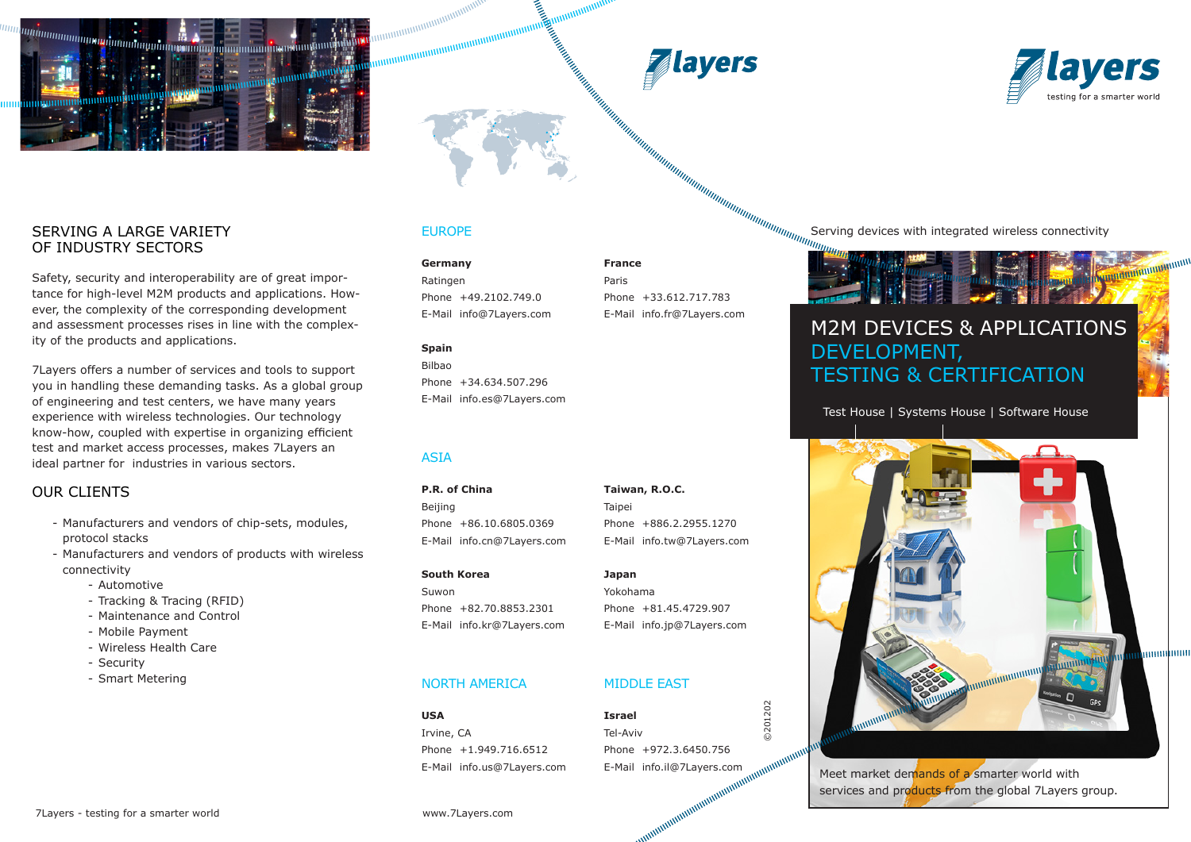## SERVING A LARGE VARIETY OF INDUSTRY SECTORS

Safety, security and interoperability are of great importance for high-level M2M products and applications. However, the complexity of the corresponding development and assessment processes rises in line with the complexity of the products and applications.

7Layers offers a number of services and tools to support you in handling these demanding tasks. As a global group of engineering and test centers, we have many years experience with wireless technologies. Our technology know-how, coupled with expertise in organizing efficient test and market access processes, makes 7Layers an ideal partner for industries in various sectors.

## OUR CLIENTS

- Manufacturers and vendors of chip-sets, modules, protocol stacks
- Manufacturers and vendors of products with wireless connectivity
  - Automotive
  - Tracking & Tracing (RFID)
  - Maintenance and Control
  - Mobile Payment
  - Wireless Health Care
  - Security
  - Smart Metering

7Layers - testing for a smarter world

7layers

## EUROPE

**Germany**
Ratingen
Phone +49.2102.749.0
E-Mail info@7Layers.com

**France**
Paris
Phone +33.612.717.783
E-Mail info.fr@7Layers.com

**Spain**
Bilbao
Phone +34.634.507.296
E-Mail info.es@7Layers.com

## ASIA

**P.R. of China**
Beijing
Phone +86.10.6805.0369
E-Mail info.cn@7Layers.com

**Taiwan, R.O.C.**
Taipei
Phone +886.2.2955.1270
E-Mail info.tw@7Layers.com

**South Korea**
Suwon
Phone +82.70.8853.2301
E-Mail info.kr@7Layers.com

**Japan**
Yokohama
Phone +81.45.4729.907
E-Mail info.jp@7Layers.com

## NORTH AMERICA

**USA**
Irvine, CA
Phone +1.949.716.6512
E-Mail info.us@7Layers.com

## MIDDLE EAST

**Israel**
Tel-Aviv
Phone +972.3.6450.756
E-Mail info.il@7Layers.com

©201202

www.7Layers.com

7layers
testing for a smarter world

Serving devices with integrated wireless connectivity

# M2M DEVICES & APPLICATIONS DEVELOPMENT, TESTING & CERTIFICATION

Test House | Systems House | Software House

Meet market demands of a smarter world with services and products from the global 7Layers group.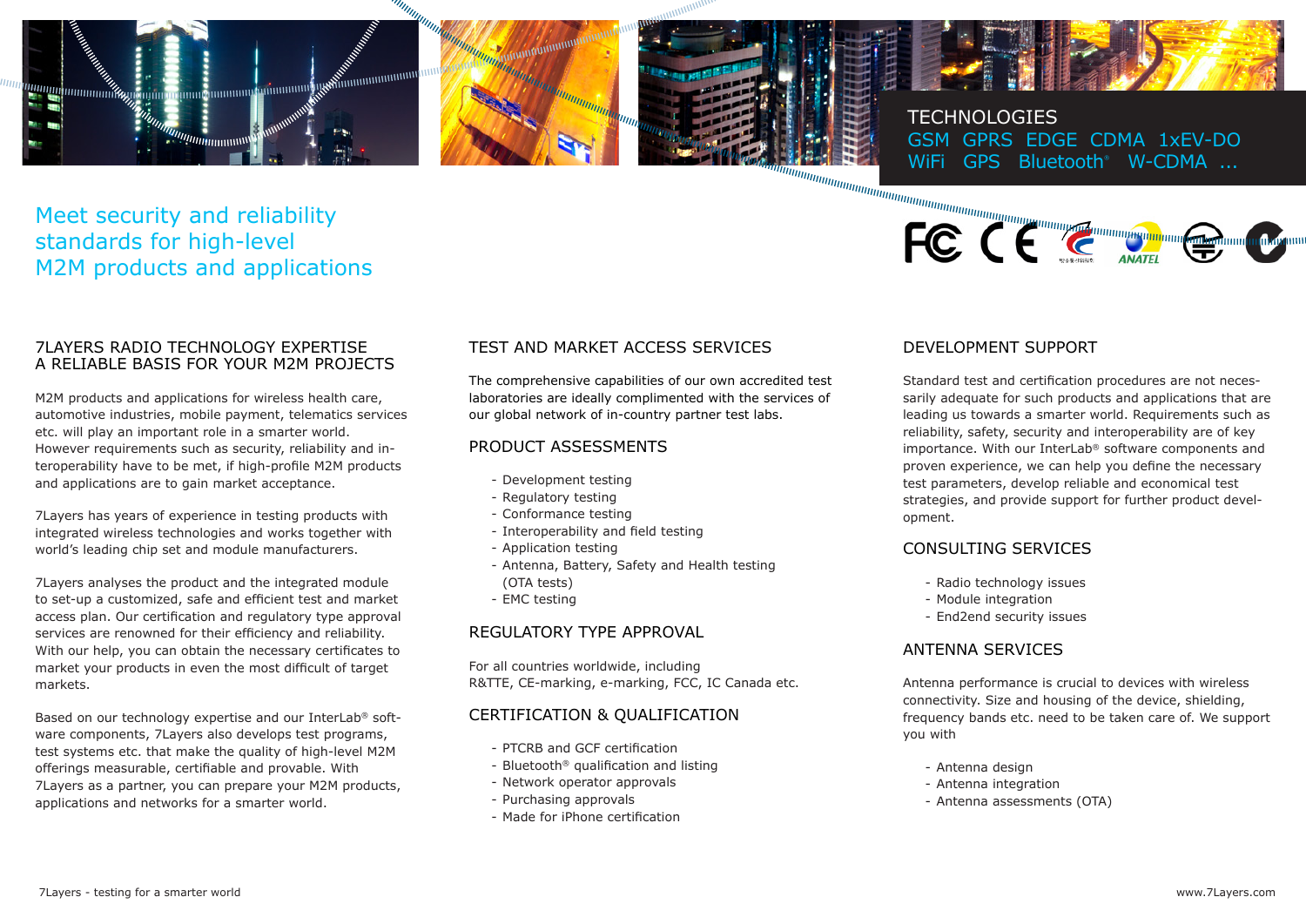TECHNOLOGIES

GSM GPRS EDGE CDMA 1xEV-DO
WiFi GPS Bluetooth® W-CDMA ...

# Meet security and reliability standards for high-level M2M products and applications

## 7LAYERS RADIO TECHNOLOGY EXPERTISE A RELIABLE BASIS FOR YOUR M2M PROJECTS

M2M products and applications for wireless health care, automotive industries, mobile payment, telematics services etc. will play an important role in a smarter world. However requirements such as security, reliability and interoperability have to be met, if high-profile M2M products and applications are to gain market acceptance.

7Layers has years of experience in testing products with integrated wireless technologies and works together with world's leading chip set and module manufacturers.

7Layers analyses the product and the integrated module to set-up a customized, safe and efficient test and market access plan. Our certification and regulatory type approval services are renowned for their efficiency and reliability. With our help, you can obtain the necessary certificates to market your products in even the most difficult of target markets.

Based on our technology expertise and our InterLab® software components, 7Layers also develops test programs, test systems etc. that make the quality of high-level M2M offerings measurable, certifiable and provable. With 7Layers as a partner, you can prepare your M2M products, applications and networks for a smarter world.

## TEST AND MARKET ACCESS SERVICES

The comprehensive capabilities of our own accredited test laboratories are ideally complimented with the services of our global network of in-country partner test labs.

## PRODUCT ASSESSMENTS

- Development testing
- Regulatory testing
- Conformance testing
- Interoperability and field testing
- Application testing
- Antenna, Battery, Safety and Health testing (OTA tests)
- EMC testing

## REGULATORY TYPE APPROVAL

For all countries worldwide, including R&TTE, CE-marking, e-marking, FCC, IC Canada etc.

## CERTIFICATION & QUALIFICATION

- PTCRB and GCF certification
- Bluetooth® qualification and listing
- Network operator approvals
- Purchasing approvals
- Made for iPhone certification

## DEVELOPMENT SUPPORT

Standard test and certification procedures are not necessarily adequate for such products and applications that are leading us towards a smarter world. Requirements such as reliability, safety, security and interoperability are of key importance. With our InterLab® software components and proven experience, we can help you define the necessary test parameters, develop reliable and economical test strategies, and provide support for further product development.

## CONSULTING SERVICES

- Radio technology issues
- Module integration
- End2end security issues

## ANTENNA SERVICES

Antenna performance is crucial to devices with wireless connectivity. Size and housing of the device, shielding, frequency bands etc. need to be taken care of. We support you with

- Antenna design
- Antenna integration
- Antenna assessments (OTA)

7Layers - testing for a smarter world

www.7Layers.com